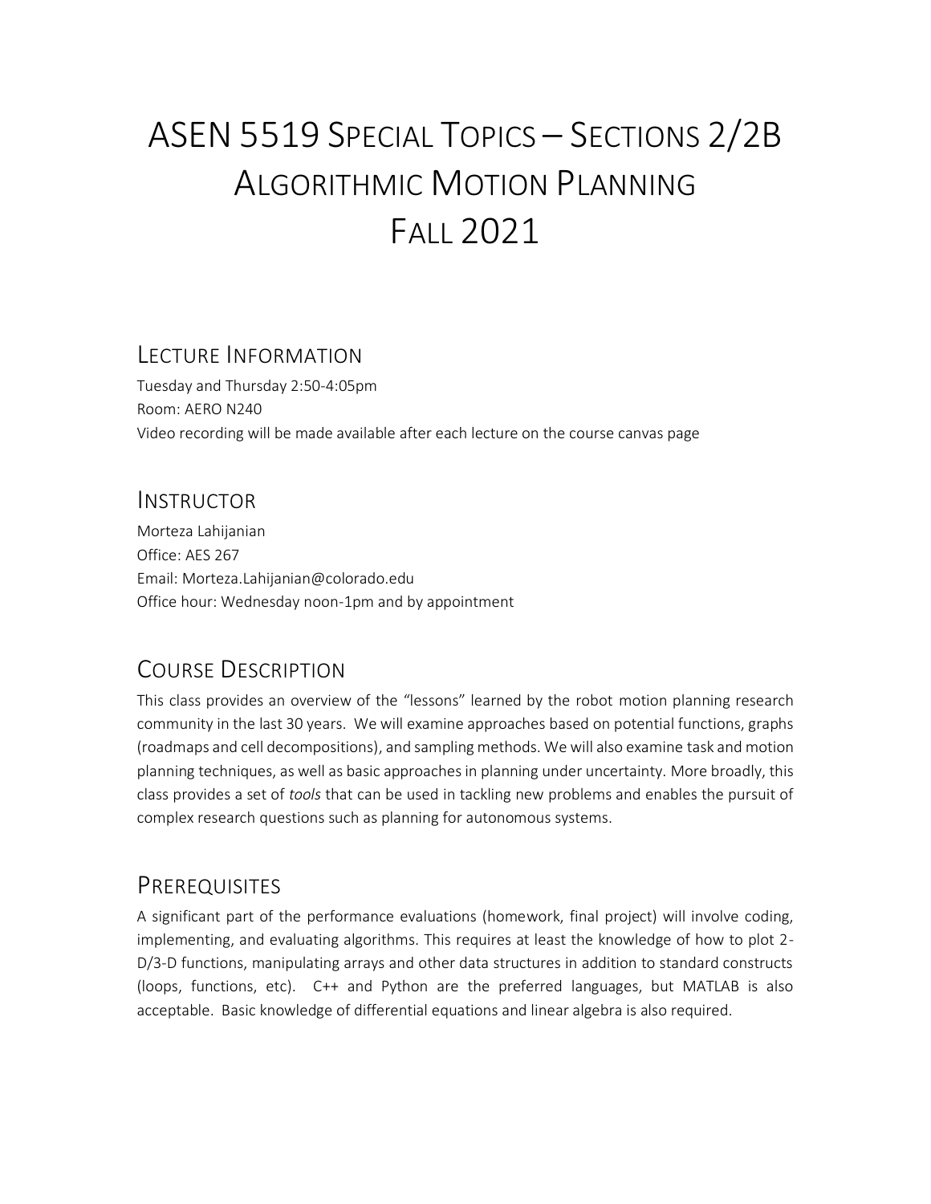# ASEN 5519 Special Topics – Sections 2/2B Algorithmic Motion Planning Fall 2021

## Lecture Information

Tuesday and Thursday 2:50-4:05pm
Room: AERO N240
Video recording will be made available after each lecture on the course canvas page

## Instructor

Morteza Lahijanian
Office: AES 267
Email: Morteza.Lahijanian@colorado.edu
Office hour: Wednesday noon-1pm and by appointment

## Course Description

This class provides an overview of the "lessons" learned by the robot motion planning research community in the last 30 years. We will examine approaches based on potential functions, graphs (roadmaps and cell decompositions), and sampling methods. We will also examine task and motion planning techniques, as well as basic approaches in planning under uncertainty. More broadly, this class provides a set of *tools* that can be used in tackling new problems and enables the pursuit of complex research questions such as planning for autonomous systems.

## Prerequisites

A significant part of the performance evaluations (homework, final project) will involve coding, implementing, and evaluating algorithms. This requires at least the knowledge of how to plot 2-D/3-D functions, manipulating arrays and other data structures in addition to standard constructs (loops, functions, etc). C++ and Python are the preferred languages, but MATLAB is also acceptable. Basic knowledge of differential equations and linear algebra is also required.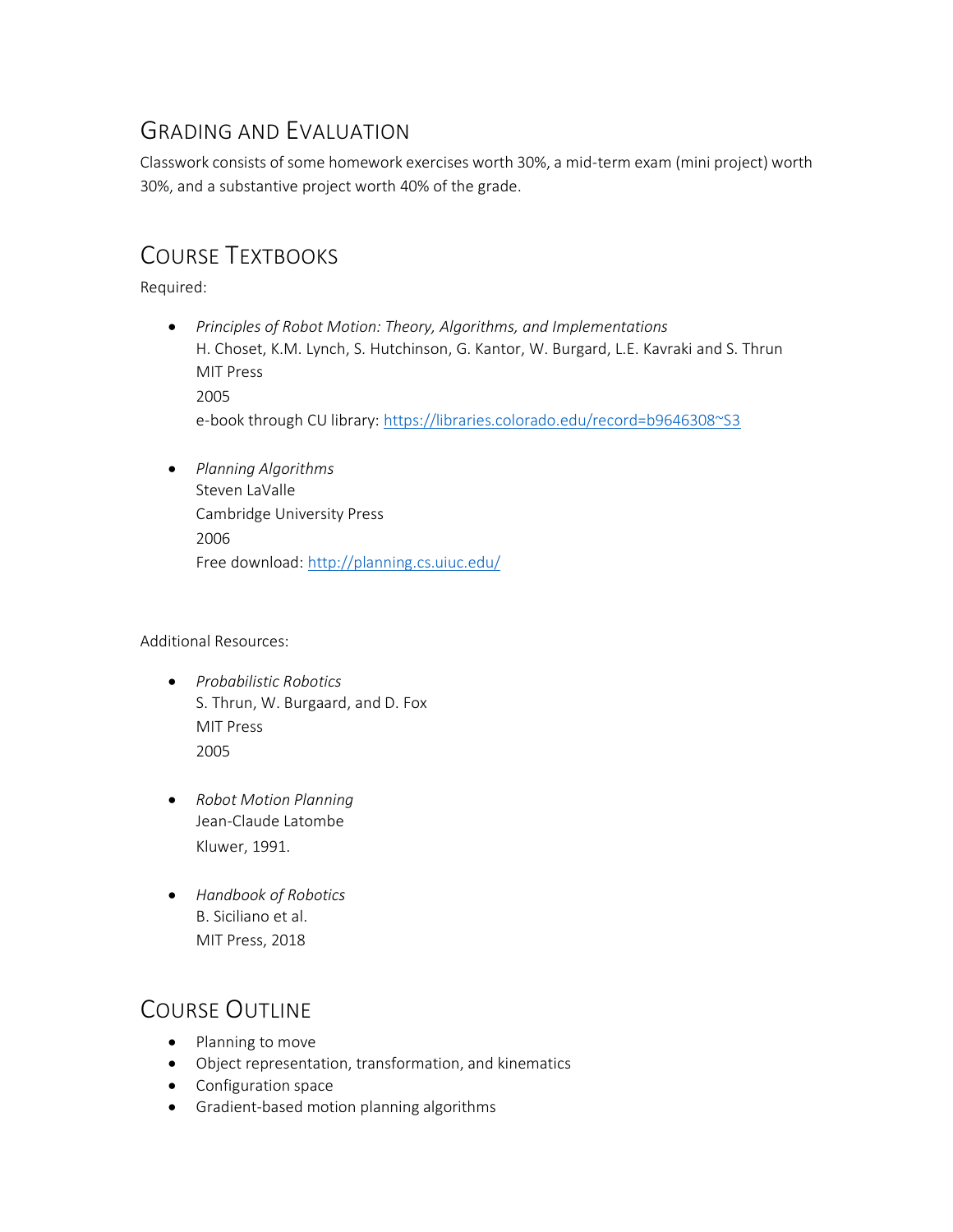## Grading and Evaluation

Classwork consists of some homework exercises worth 30%, a mid-term exam (mini project) worth 30%, and a substantive project worth 40% of the grade.

## Course Textbooks

Required:

- *Principles of Robot Motion: Theory, Algorithms, and Implementations*
  H. Choset, K.M. Lynch, S. Hutchinson, G. Kantor, W. Burgard, L.E. Kavraki and S. Thrun
  MIT Press
  2005
  e-book through CU library: [https://libraries.colorado.edu/record=b9646308~S3](https://libraries.colorado.edu/record=b9646308~S3)

- *Planning Algorithms*
  Steven LaValle
  Cambridge University Press
  2006
  Free download: [http://planning.cs.uiuc.edu/](http://planning.cs.uiuc.edu/)

Additional Resources:

- *Probabilistic Robotics*
  S. Thrun, W. Burgaard, and D. Fox
  MIT Press
  2005

- *Robot Motion Planning*
  Jean-Claude Latombe
  Kluwer, 1991.

- *Handbook of Robotics*
  B. Siciliano et al.
  MIT Press, 2018

## Course Outline

- Planning to move
- Object representation, transformation, and kinematics
- Configuration space
- Gradient-based motion planning algorithms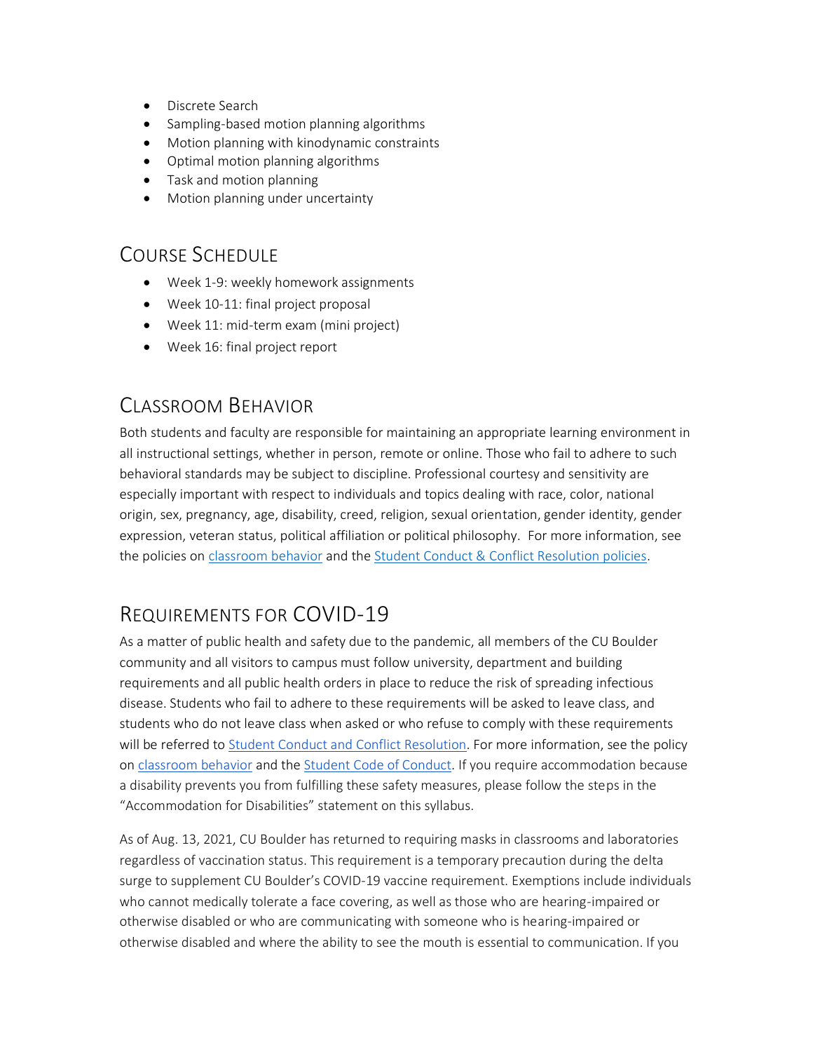- Discrete Search
- Sampling-based motion planning algorithms
- Motion planning with kinodynamic constraints
- Optimal motion planning algorithms
- Task and motion planning
- Motion planning under uncertainty

## Course Schedule

- Week 1-9: weekly homework assignments
- Week 10-11: final project proposal
- Week 11: mid-term exam (mini project)
- Week 16: final project report

## Classroom Behavior

Both students and faculty are responsible for maintaining an appropriate learning environment in all instructional settings, whether in person, remote or online. Those who fail to adhere to such behavioral standards may be subject to discipline. Professional courtesy and sensitivity are especially important with respect to individuals and topics dealing with race, color, national origin, sex, pregnancy, age, disability, creed, religion, sexual orientation, gender identity, gender expression, veteran status, political affiliation or political philosophy. For more information, see the policies on classroom behavior and the Student Conduct & Conflict Resolution policies.

## Requirements for COVID-19

As a matter of public health and safety due to the pandemic, all members of the CU Boulder community and all visitors to campus must follow university, department and building requirements and all public health orders in place to reduce the risk of spreading infectious disease. Students who fail to adhere to these requirements will be asked to leave class, and students who do not leave class when asked or who refuse to comply with these requirements will be referred to Student Conduct and Conflict Resolution. For more information, see the policy on classroom behavior and the Student Code of Conduct. If you require accommodation because a disability prevents you from fulfilling these safety measures, please follow the steps in the "Accommodation for Disabilities" statement on this syllabus.

As of Aug. 13, 2021, CU Boulder has returned to requiring masks in classrooms and laboratories regardless of vaccination status. This requirement is a temporary precaution during the delta surge to supplement CU Boulder's COVID-19 vaccine requirement. Exemptions include individuals who cannot medically tolerate a face covering, as well as those who are hearing-impaired or otherwise disabled or who are communicating with someone who is hearing-impaired or otherwise disabled and where the ability to see the mouth is essential to communication. If you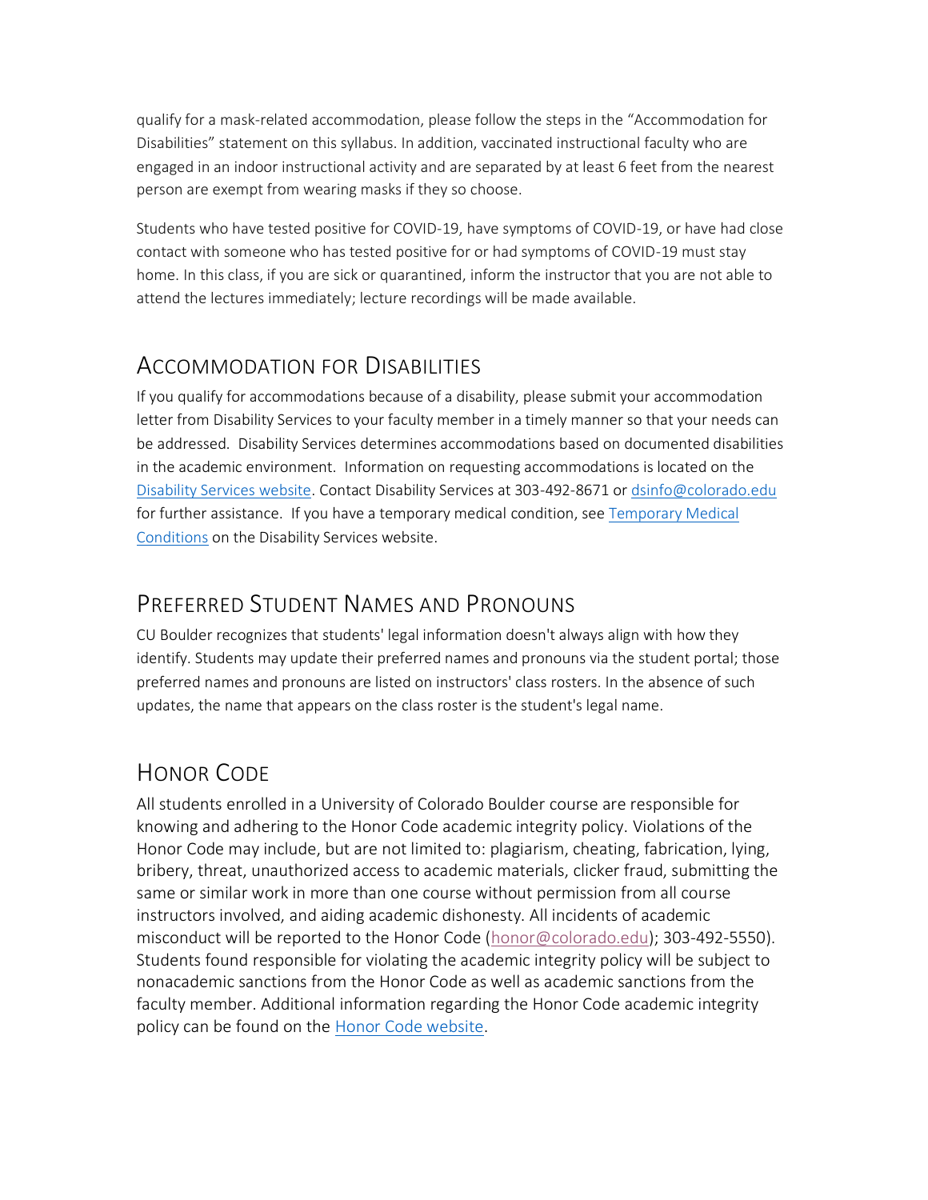qualify for a mask-related accommodation, please follow the steps in the "Accommodation for Disabilities" statement on this syllabus. In addition, vaccinated instructional faculty who are engaged in an indoor instructional activity and are separated by at least 6 feet from the nearest person are exempt from wearing masks if they so choose.

Students who have tested positive for COVID-19, have symptoms of COVID-19, or have had close contact with someone who has tested positive for or had symptoms of COVID-19 must stay home. In this class, if you are sick or quarantined, inform the instructor that you are not able to attend the lectures immediately; lecture recordings will be made available.

## Accommodation for Disabilities

If you qualify for accommodations because of a disability, please submit your accommodation letter from Disability Services to your faculty member in a timely manner so that your needs can be addressed. Disability Services determines accommodations based on documented disabilities in the academic environment. Information on requesting accommodations is located on the Disability Services website. Contact Disability Services at 303-492-8671 or dsinfo@colorado.edu for further assistance. If you have a temporary medical condition, see Temporary Medical Conditions on the Disability Services website.

## Preferred Student Names and Pronouns

CU Boulder recognizes that students' legal information doesn't always align with how they identify. Students may update their preferred names and pronouns via the student portal; those preferred names and pronouns are listed on instructors' class rosters. In the absence of such updates, the name that appears on the class roster is the student's legal name.

## Honor Code

All students enrolled in a University of Colorado Boulder course are responsible for knowing and adhering to the Honor Code academic integrity policy. Violations of the Honor Code may include, but are not limited to: plagiarism, cheating, fabrication, lying, bribery, threat, unauthorized access to academic materials, clicker fraud, submitting the same or similar work in more than one course without permission from all course instructors involved, and aiding academic dishonesty. All incidents of academic misconduct will be reported to the Honor Code (honor@colorado.edu); 303-492-5550). Students found responsible for violating the academic integrity policy will be subject to nonacademic sanctions from the Honor Code as well as academic sanctions from the faculty member. Additional information regarding the Honor Code academic integrity policy can be found on the Honor Code website.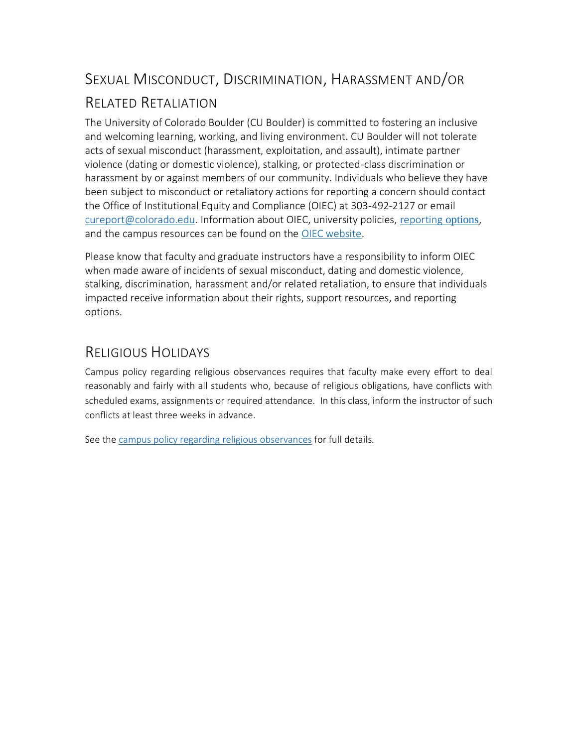## Sexual Misconduct, Discrimination, Harassment and/or Related Retaliation

The University of Colorado Boulder (CU Boulder) is committed to fostering an inclusive and welcoming learning, working, and living environment. CU Boulder will not tolerate acts of sexual misconduct (harassment, exploitation, and assault), intimate partner violence (dating or domestic violence), stalking, or protected-class discrimination or harassment by or against members of our community. Individuals who believe they have been subject to misconduct or retaliatory actions for reporting a concern should contact the Office of Institutional Equity and Compliance (OIEC) at 303-492-2127 or email cureport@colorado.edu. Information about OIEC, university policies, reporting options, and the campus resources can be found on the OIEC website.

Please know that faculty and graduate instructors have a responsibility to inform OIEC when made aware of incidents of sexual misconduct, dating and domestic violence, stalking, discrimination, harassment and/or related retaliation, to ensure that individuals impacted receive information about their rights, support resources, and reporting options.

## Religious Holidays

Campus policy regarding religious observances requires that faculty make every effort to deal reasonably and fairly with all students who, because of religious obligations, have conflicts with scheduled exams, assignments or required attendance. In this class, inform the instructor of such conflicts at least three weeks in advance.

See the campus policy regarding religious observances for full details.